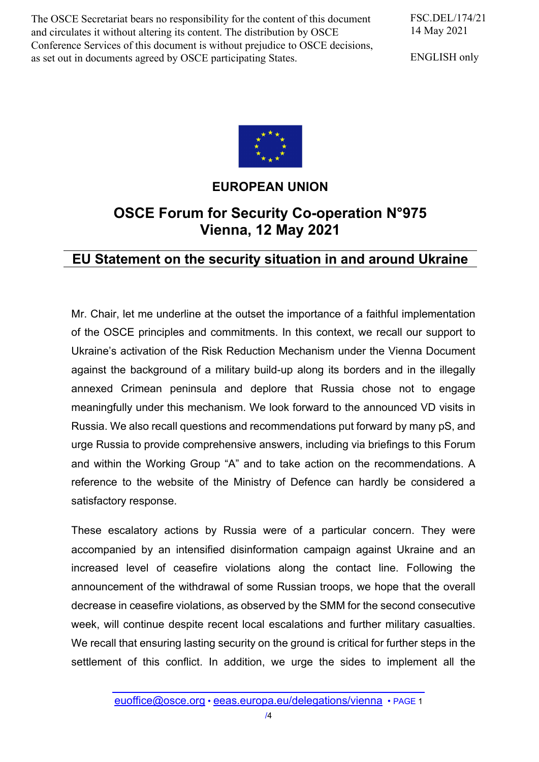The OSCE Secretariat bears no responsibility for the content of this document and circulates it without altering its content. The distribution by OSCE Conference Services of this document is without prejudice to OSCE decisions, as set out in documents agreed by OSCE participating States.

FSC.DEL/174/21
14 May 2021

ENGLISH only

**EUROPEAN UNION**

# OSCE Forum for Security Co-operation N°975
# Vienna, 12 May 2021

## EU Statement on the security situation in and around Ukraine

Mr. Chair, let me underline at the outset the importance of a faithful implementation of the OSCE principles and commitments. In this context, we recall our support to Ukraine's activation of the Risk Reduction Mechanism under the Vienna Document against the background of a military build-up along its borders and in the illegally annexed Crimean peninsula and deplore that Russia chose not to engage meaningfully under this mechanism. We look forward to the announced VD visits in Russia. We also recall questions and recommendations put forward by many pS, and urge Russia to provide comprehensive answers, including via briefings to this Forum and within the Working Group "A" and to take action on the recommendations. A reference to the website of the Ministry of Defence can hardly be considered a satisfactory response.

These escalatory actions by Russia were of a particular concern. They were accompanied by an intensified disinformation campaign against Ukraine and an increased level of ceasefire violations along the contact line. Following the announcement of the withdrawal of some Russian troops, we hope that the overall decrease in ceasefire violations, as observed by the SMM for the second consecutive week, will continue despite recent local escalations and further military casualties. We recall that ensuring lasting security on the ground is critical for further steps in the settlement of this conflict. In addition, we urge the sides to implement all the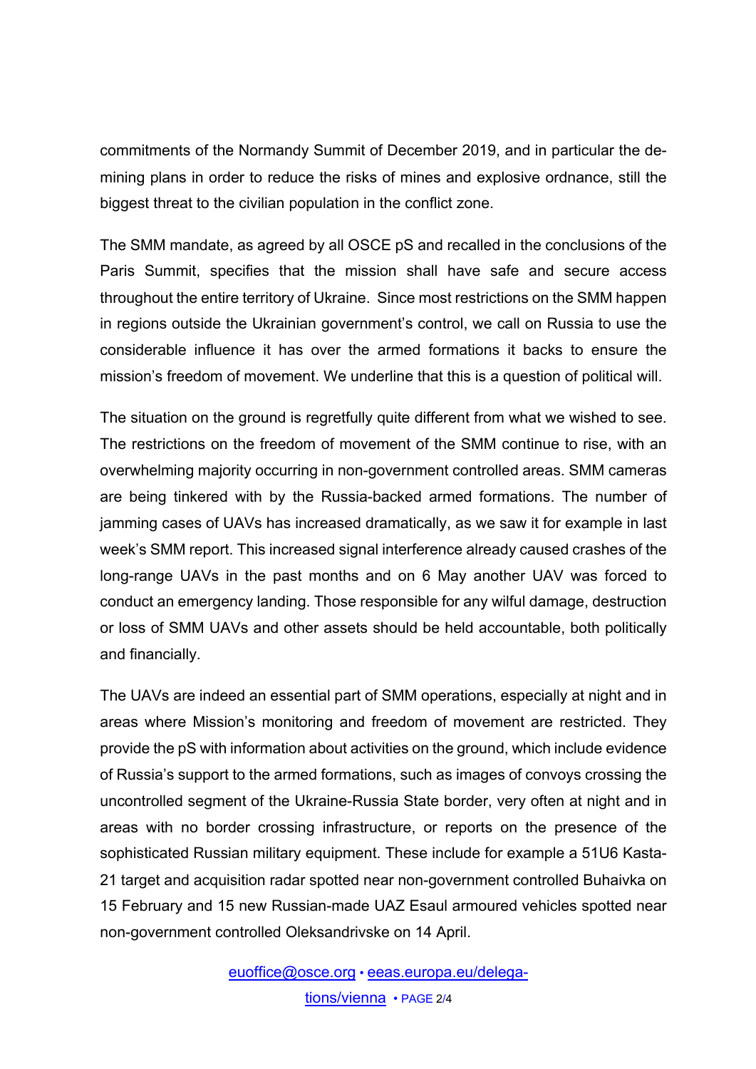commitments of the Normandy Summit of December 2019, and in particular the de-mining plans in order to reduce the risks of mines and explosive ordnance, still the biggest threat to the civilian population in the conflict zone.

The SMM mandate, as agreed by all OSCE pS and recalled in the conclusions of the Paris Summit, specifies that the mission shall have safe and secure access throughout the entire territory of Ukraine. Since most restrictions on the SMM happen in regions outside the Ukrainian government's control, we call on Russia to use the considerable influence it has over the armed formations it backs to ensure the mission's freedom of movement. We underline that this is a question of political will.

The situation on the ground is regretfully quite different from what we wished to see. The restrictions on the freedom of movement of the SMM continue to rise, with an overwhelming majority occurring in non-government controlled areas. SMM cameras are being tinkered with by the Russia-backed armed formations. The number of jamming cases of UAVs has increased dramatically, as we saw it for example in last week's SMM report. This increased signal interference already caused crashes of the long-range UAVs in the past months and on 6 May another UAV was forced to conduct an emergency landing. Those responsible for any wilful damage, destruction or loss of SMM UAVs and other assets should be held accountable, both politically and financially.

The UAVs are indeed an essential part of SMM operations, especially at night and in areas where Mission's monitoring and freedom of movement are restricted. They provide the pS with information about activities on the ground, which include evidence of Russia's support to the armed formations, such as images of convoys crossing the uncontrolled segment of the Ukraine-Russia State border, very often at night and in areas with no border crossing infrastructure, or reports on the presence of the sophisticated Russian military equipment. These include for example a 51U6 Kasta-21 target and acquisition radar spotted near non-government controlled Buhaivka on 15 February and 15 new Russian-made UAZ Esaul armoured vehicles spotted near non-government controlled Oleksandrivske on 14 April.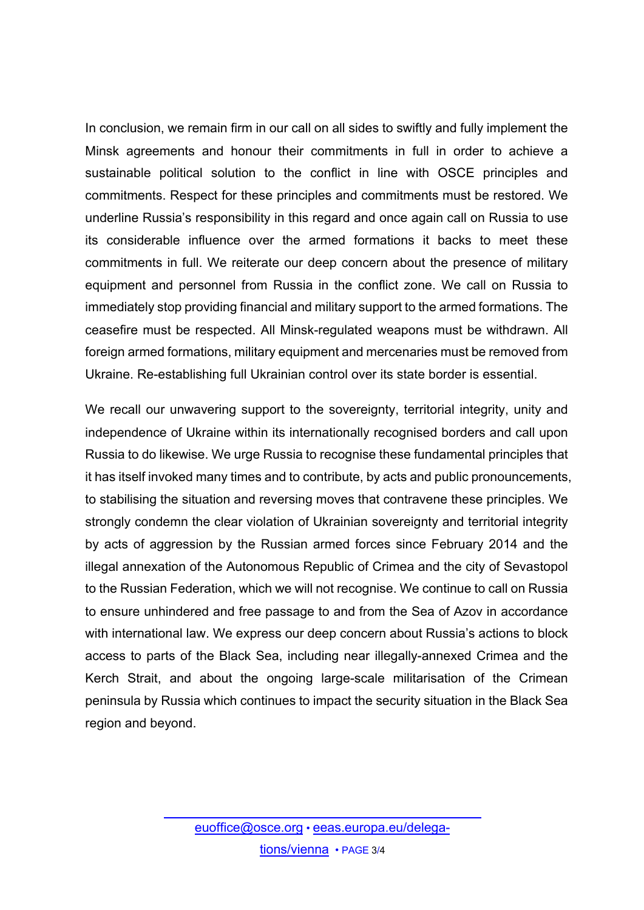In conclusion, we remain firm in our call on all sides to swiftly and fully implement the Minsk agreements and honour their commitments in full in order to achieve a sustainable political solution to the conflict in line with OSCE principles and commitments. Respect for these principles and commitments must be restored. We underline Russia's responsibility in this regard and once again call on Russia to use its considerable influence over the armed formations it backs to meet these commitments in full. We reiterate our deep concern about the presence of military equipment and personnel from Russia in the conflict zone. We call on Russia to immediately stop providing financial and military support to the armed formations. The ceasefire must be respected. All Minsk-regulated weapons must be withdrawn. All foreign armed formations, military equipment and mercenaries must be removed from Ukraine. Re-establishing full Ukrainian control over its state border is essential.

We recall our unwavering support to the sovereignty, territorial integrity, unity and independence of Ukraine within its internationally recognised borders and call upon Russia to do likewise. We urge Russia to recognise these fundamental principles that it has itself invoked many times and to contribute, by acts and public pronouncements, to stabilising the situation and reversing moves that contravene these principles. We strongly condemn the clear violation of Ukrainian sovereignty and territorial integrity by acts of aggression by the Russian armed forces since February 2014 and the illegal annexation of the Autonomous Republic of Crimea and the city of Sevastopol to the Russian Federation, which we will not recognise. We continue to call on Russia to ensure unhindered and free passage to and from the Sea of Azov in accordance with international law. We express our deep concern about Russia's actions to block access to parts of the Black Sea, including near illegally-annexed Crimea and the Kerch Strait, and about the ongoing large-scale militarisation of the Crimean peninsula by Russia which continues to impact the security situation in the Black Sea region and beyond.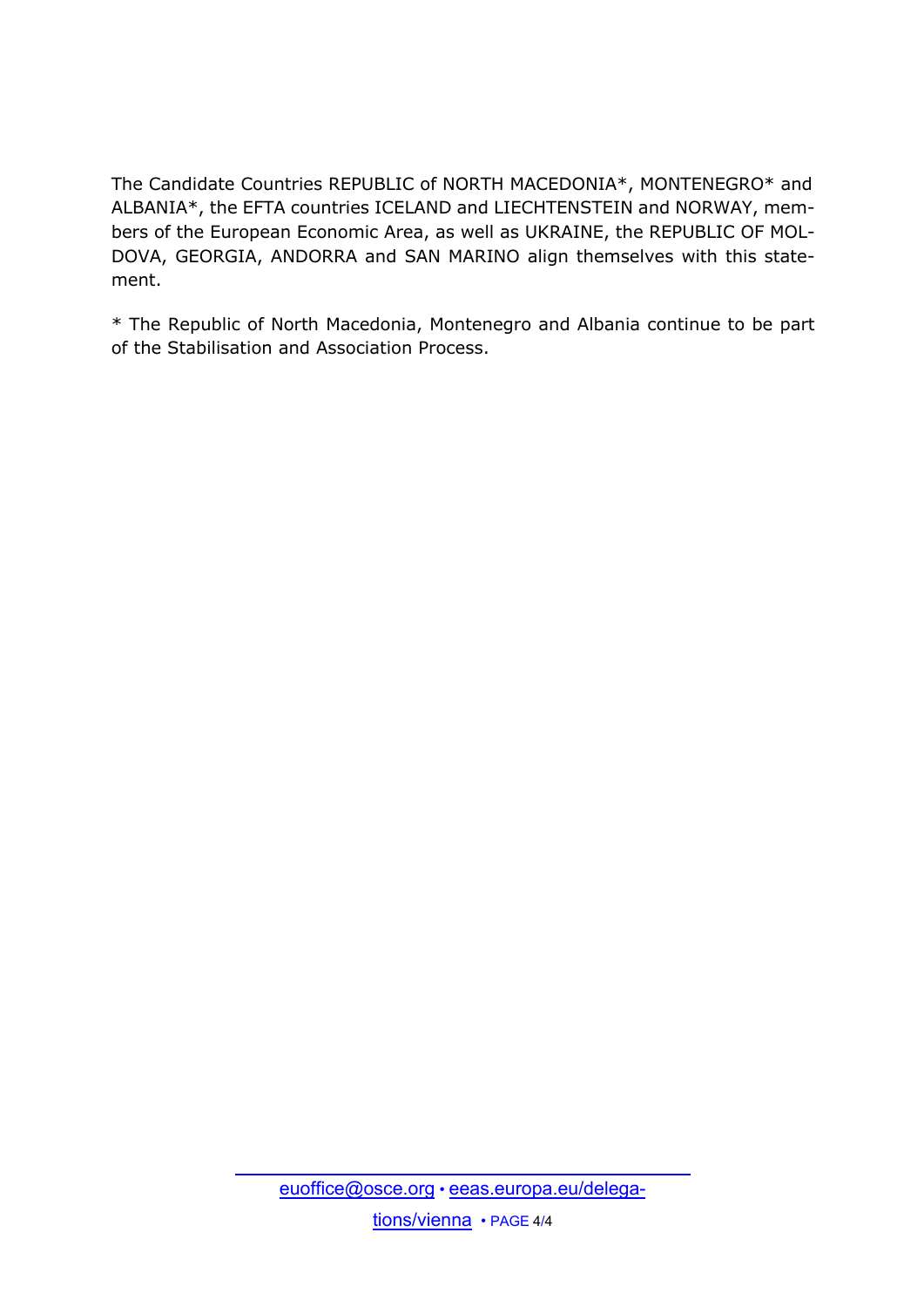The Candidate Countries REPUBLIC of NORTH MACEDONIA*, MONTENEGRO* and ALBANIA*, the EFTA countries ICELAND and LIECHTENSTEIN and NORWAY, members of the European Economic Area, as well as UKRAINE, the REPUBLIC OF MOLDOVA, GEORGIA, ANDORRA and SAN MARINO align themselves with this statement.

* The Republic of North Macedonia, Montenegro and Albania continue to be part of the Stabilisation and Association Process.